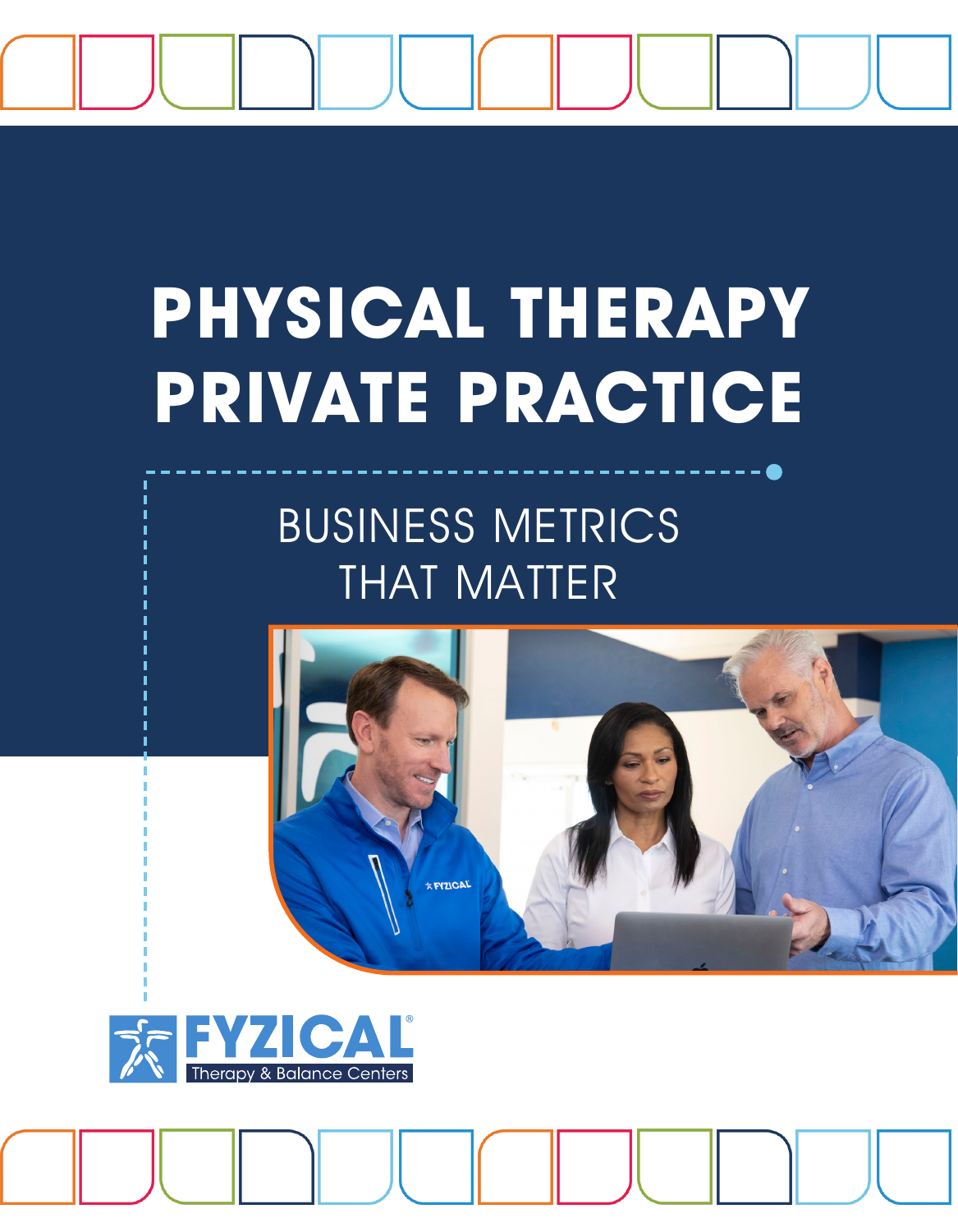# PHYSICAL THERAPY PRIVATE PRACTICE

## BUSINESS METRICS THAT MATTER

FYZICAL®
Therapy & Balance Centers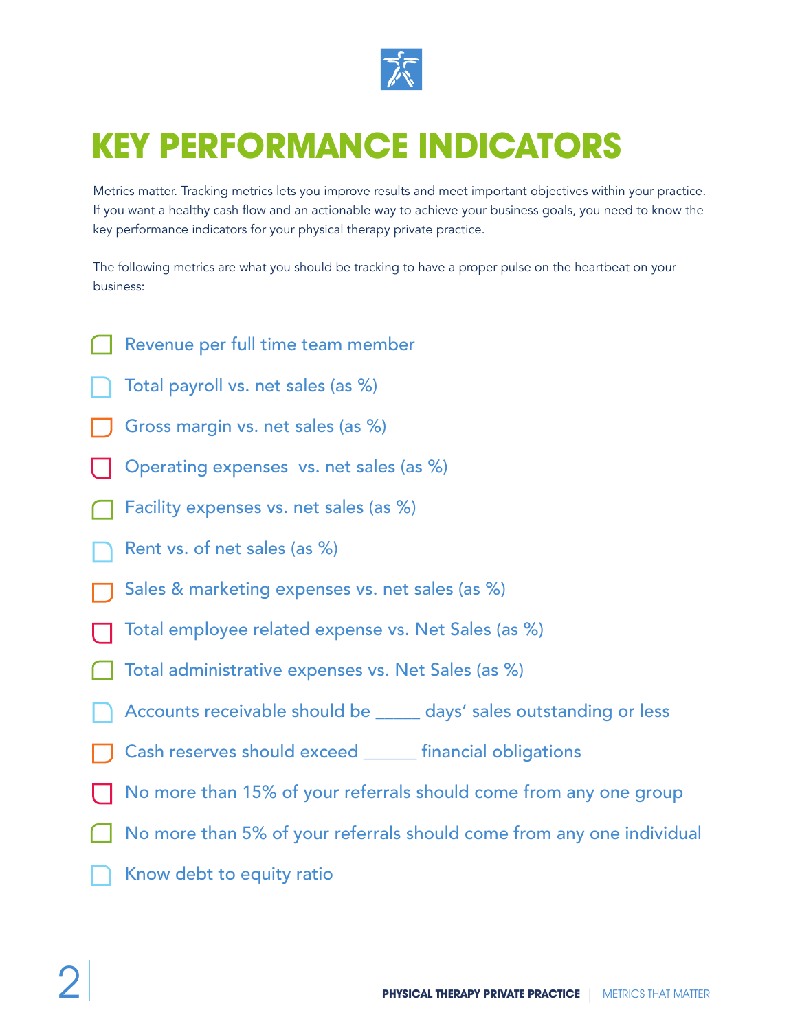# KEY PERFORMANCE INDICATORS

Metrics matter. Tracking metrics lets you improve results and meet important objectives within your practice. If you want a healthy cash flow and an actionable way to achieve your business goals, you need to know the key performance indicators for your physical therapy private practice.

The following metrics are what you should be tracking to have a proper pulse on the heartbeat on your business:

- [ ] Revenue per full time team member
- [ ] Total payroll vs. net sales (as %)
- [ ] Gross margin vs. net sales (as %)
- [ ] Operating expenses vs. net sales (as %)
- [ ] Facility expenses vs. net sales (as %)
- [ ] Rent vs. of net sales (as %)
- [ ] Sales & marketing expenses vs. net sales (as %)
- [ ] Total employee related expense vs. Net Sales (as %)
- [ ] Total administrative expenses vs. Net Sales (as %)
- [ ] Accounts receivable should be _____ days' sales outstanding or less
- [ ] Cash reserves should exceed ______ financial obligations
- [ ] No more than 15% of your referrals should come from any one group
- [ ] No more than 5% of your referrals should come from any one individual
- [ ] Know debt to equity ratio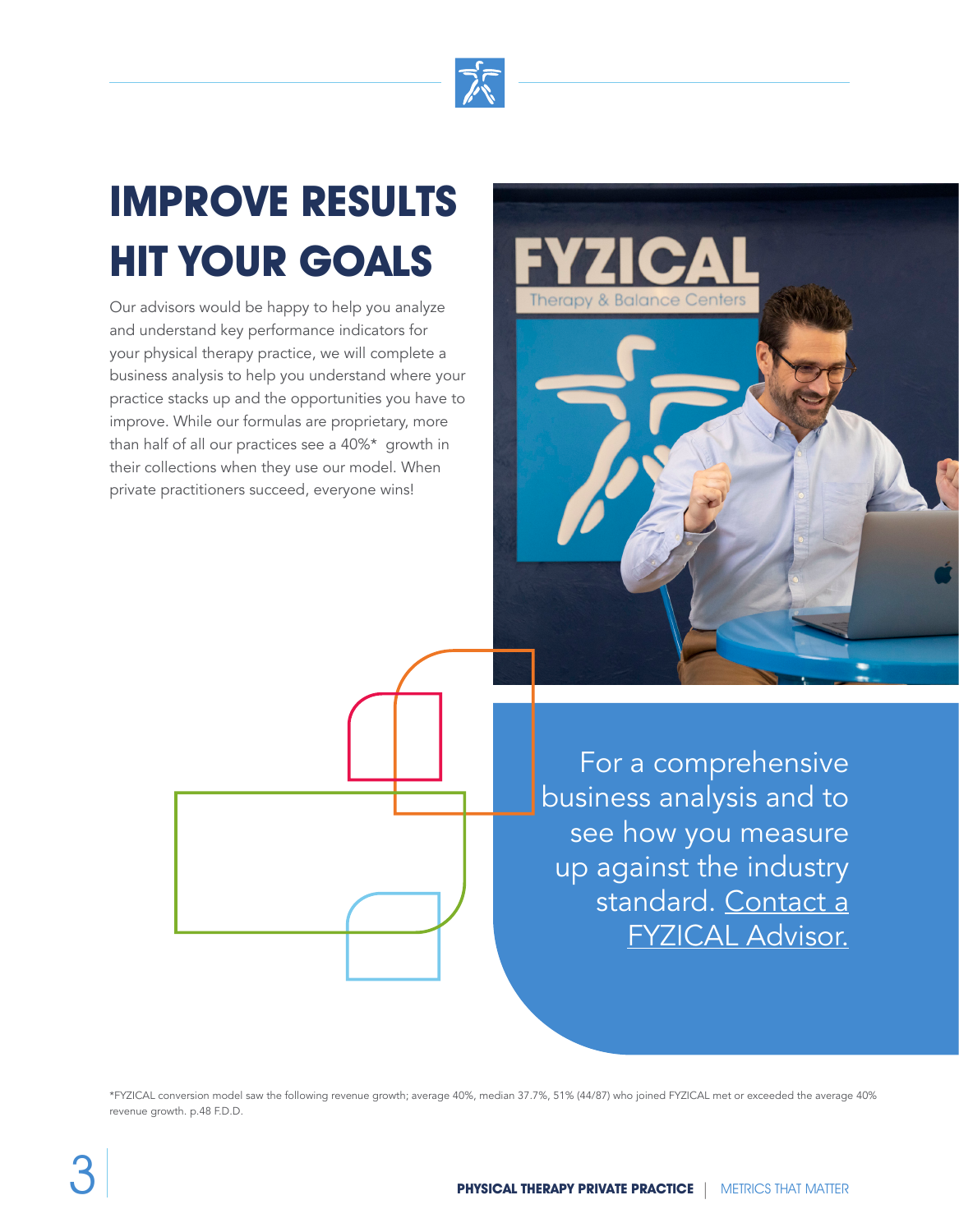# IMPROVE RESULTS HIT YOUR GOALS

Our advisors would be happy to help you analyze and understand key performance indicators for your physical therapy practice, we will complete a business analysis to help you understand where your practice stacks up and the opportunities you have to improve. While our formulas are proprietary, more than half of all our practices see a 40%* growth in their collections when they use our model. When private practitioners succeed, everyone wins!

For a comprehensive business analysis and to see how you measure up against the industry standard. Contact a FYZICAL Advisor.

*FYZICAL conversion model saw the following revenue growth; average 40%, median 37.7%, 51% (44/87) who joined FYZICAL met or exceeded the average 40% revenue growth. p.48 F.D.D.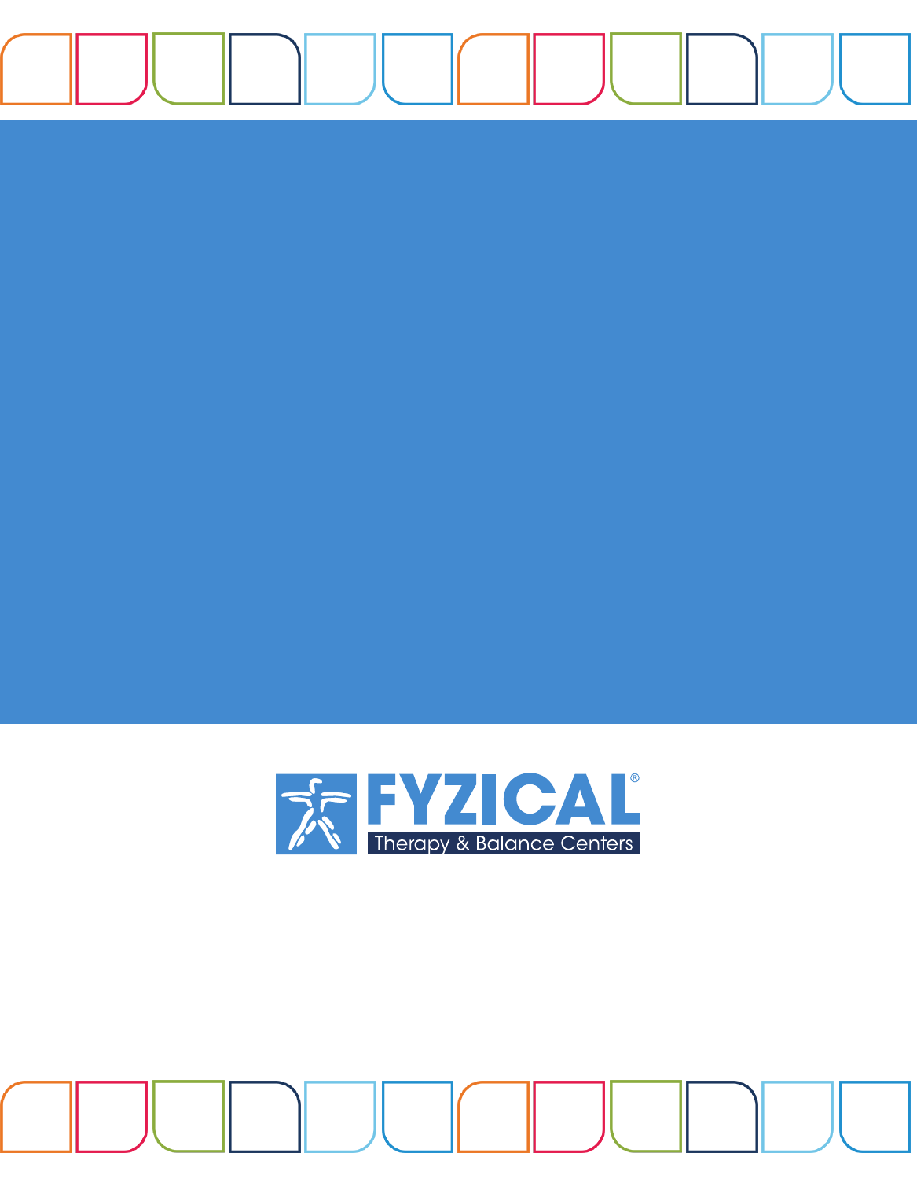FYZICAL®

Therapy & Balance Centers